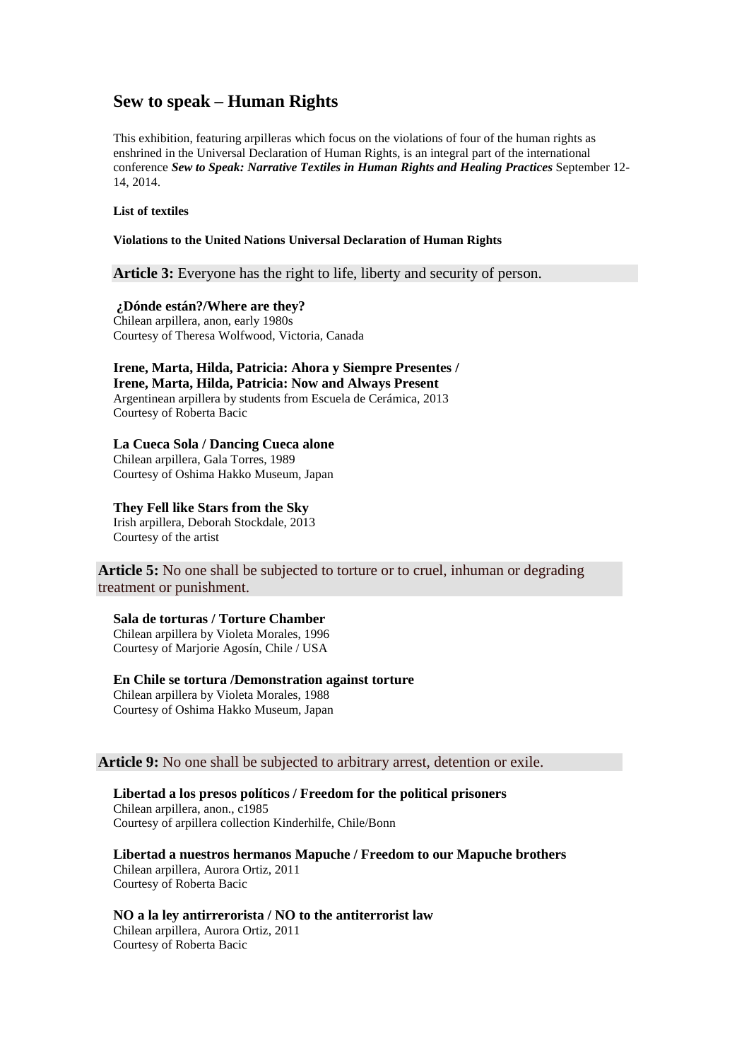# Sew to speak – Human Rights

This exhibition, featuring arpilleras which focus on the violations of four of the human rights as enshrined in the Universal Declaration of Human Rights, is an integral part of the international conference ***Sew to Speak: Narrative Textiles in Human Rights and Healing Practices*** September 12-14, 2014.

**List of textiles**

**Violations to the United Nations Universal Declaration of Human Rights**

**Article 3:** Everyone has the right to life, liberty and security of person.

**¿Dónde están?/Where are they?**
Chilean arpillera, anon, early 1980s
Courtesy of Theresa Wolfwood, Victoria, Canada

**Irene, Marta, Hilda, Patricia: Ahora y Siempre Presentes /**
**Irene, Marta, Hilda, Patricia: Now and Always Present**
Argentinean arpillera by students from Escuela de Cerámica, 2013
Courtesy of Roberta Bacic

**La Cueca Sola / Dancing Cueca alone**
Chilean arpillera, Gala Torres, 1989
Courtesy of Oshima Hakko Museum, Japan

**They Fell like Stars from the Sky**
Irish arpillera, Deborah Stockdale, 2013
Courtesy of the artist

**Article 5:** No one shall be subjected to torture or to cruel, inhuman or degrading treatment or punishment.

**Sala de torturas / Torture Chamber**
Chilean arpillera by Violeta Morales, 1996
Courtesy of Marjorie Agosín, Chile / USA

**En Chile se tortura /Demonstration against torture**
Chilean arpillera by Violeta Morales, 1988
Courtesy of Oshima Hakko Museum, Japan

**Article 9:** No one shall be subjected to arbitrary arrest, detention or exile.

**Libertad a los presos políticos / Freedom for the political prisoners**
Chilean arpillera, anon., c1985
Courtesy of arpillera collection Kinderhilfe, Chile/Bonn

**Libertad a nuestros hermanos Mapuche / Freedom to our Mapuche brothers**
Chilean arpillera, Aurora Ortiz, 2011
Courtesy of Roberta Bacic

**NO a la ley antirrerorista / NO to the antiterrorist law**
Chilean arpillera, Aurora Ortiz, 2011
Courtesy of Roberta Bacic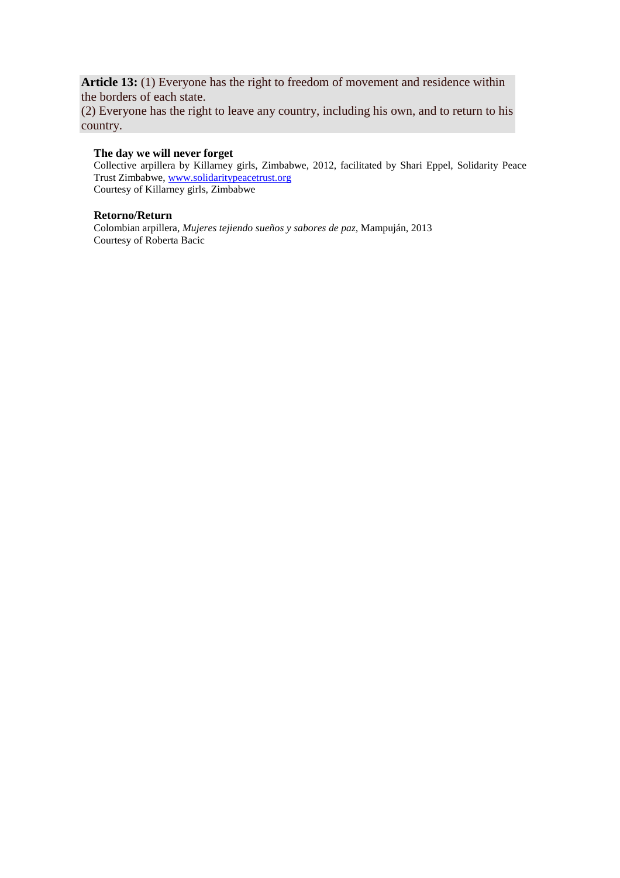**Article 13:** (1) Everyone has the right to freedom of movement and residence within the borders of each state.
(2) Everyone has the right to leave any country, including his own, and to return to his country.

**The day we will never forget**
Collective arpillera by Killarney girls, Zimbabwe, 2012, facilitated by Shari Eppel, Solidarity Peace Trust Zimbabwe, www.solidaritypeacetrust.org
Courtesy of Killarney girls, Zimbabwe

**Retorno/Return**
Colombian arpillera, *Mujeres tejiendo sueños y sabores de paz,* Mampuján, 2013
Courtesy of Roberta Bacic